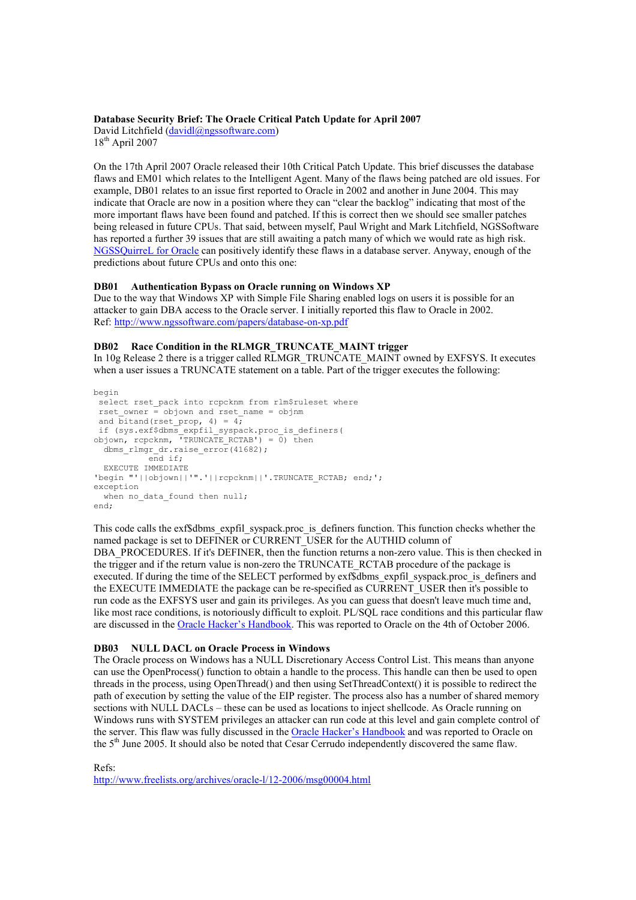**Database Security Brief: The Oracle Critical Patch Update for April 2007**
David Litchfield (davidl@ngssoftware.com)
18th April 2007

On the 17th April 2007 Oracle released their 10th Critical Patch Update. This brief discusses the database flaws and EM01 which relates to the Intelligent Agent. Many of the flaws being patched are old issues. For example, DB01 relates to an issue first reported to Oracle in 2002 and another in June 2004. This may indicate that Oracle are now in a position where they can "clear the backlog" indicating that most of the more important flaws have been found and patched. If this is correct then we should see smaller patches being released in future CPUs. That said, between myself, Paul Wright and Mark Litchfield, NGSSoftware has reported a further 39 issues that are still awaiting a patch many of which we would rate as high risk. NGSSQuirreL for Oracle can positively identify these flaws in a database server. Anyway, enough of the predictions about future CPUs and onto this one:

**DB01 Authentication Bypass on Oracle running on Windows XP**
Due to the way that Windows XP with Simple File Sharing enabled logs on users it is possible for an attacker to gain DBA access to the Oracle server. I initially reported this flaw to Oracle in 2002.
Ref: http://www.ngssoftware.com/papers/database-on-xp.pdf

**DB02 Race Condition in the RLMGR_TRUNCATE_MAINT trigger**
In 10g Release 2 there is a trigger called RLMGR_TRUNCATE_MAINT owned by EXFSYS. It executes when a user issues a TRUNCATE statement on a table. Part of the trigger executes the following:

```
begin
 select rset_pack into rcpcknm from rlm$ruleset where
 rset_owner = objown and rset_name = objnm
 and bitand(rset_prop, 4) = 4;
 if (sys.exf$dbms_expfil_syspack.proc_is_definers(
objown, rcpcknm, 'TRUNCATE_RCTAB') = 0) then
  dbms_rlmgr_dr.raise_error(41682);
           end if;
  EXECUTE IMMEDIATE
'begin "'||objown||'".'||rcpcknm||'.TRUNCATE_RCTAB; end;';
exception
  when no_data_found then null;
end;
```

This code calls the exf$dbms_expfil_syspack.proc_is_definers function. This function checks whether the named package is set to DEFINER or CURRENT_USER for the AUTHID column of DBA_PROCEDURES. If it's DEFINER, then the function returns a non-zero value. This is then checked in the trigger and if the return value is non-zero the TRUNCATE_RCTAB procedure of the package is executed. If during the time of the SELECT performed by exf$dbms_expfil_syspack.proc_is_definers and the EXECUTE IMMEDIATE the package can be re-specified as CURRENT_USER then it's possible to run code as the EXFSYS user and gain its privileges. As you can guess that doesn't leave much time and, like most race conditions, is notoriously difficult to exploit. PL/SQL race conditions and this particular flaw are discussed in the Oracle Hacker's Handbook. This was reported to Oracle on the 4th of October 2006.

**DB03 NULL DACL on Oracle Process in Windows**
The Oracle process on Windows has a NULL Discretionary Access Control List. This means than anyone can use the OpenProcess() function to obtain a handle to the process. This handle can then be used to open threads in the process, using OpenThread() and then using SetThreadContext() it is possible to redirect the path of execution by setting the value of the EIP register. The process also has a number of shared memory sections with NULL DACLs – these can be used as locations to inject shellcode. As Oracle running on Windows runs with SYSTEM privileges an attacker can run code at this level and gain complete control of the server. This flaw was fully discussed in the Oracle Hacker's Handbook and was reported to Oracle on the 5th June 2005. It should also be noted that Cesar Cerrudo independently discovered the same flaw.

Refs:
http://www.freelists.org/archives/oracle-l/12-2006/msg00004.html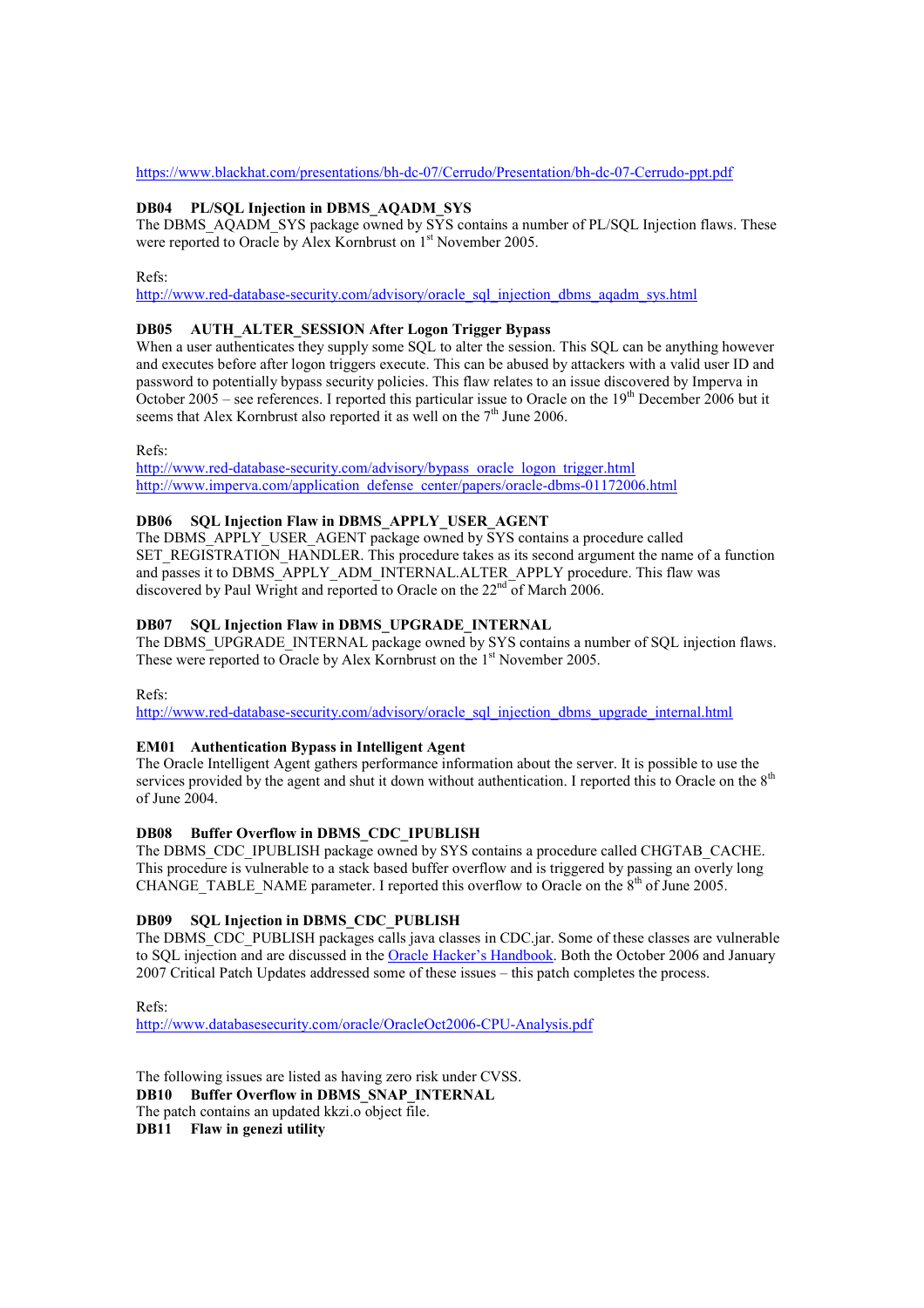https://www.blackhat.com/presentations/bh-dc-07/Cerrudo/Presentation/bh-dc-07-Cerrudo-ppt.pdf

**DB04 PL/SQL Injection in DBMS_AQADM_SYS**
The DBMS_AQADM_SYS package owned by SYS contains a number of PL/SQL Injection flaws. These were reported to Oracle by Alex Kornbrust on 1st November 2005.

Refs:
http://www.red-database-security.com/advisory/oracle_sql_injection_dbms_aqadm_sys.html

**DB05 AUTH_ALTER_SESSION After Logon Trigger Bypass**
When a user authenticates they supply some SQL to alter the session. This SQL can be anything however and executes before after logon triggers execute. This can be abused by attackers with a valid user ID and password to potentially bypass security policies. This flaw relates to an issue discovered by Imperva in October 2005 – see references. I reported this particular issue to Oracle on the 19th December 2006 but it seems that Alex Kornbrust also reported it as well on the 7th June 2006.

Refs:
http://www.red-database-security.com/advisory/bypass_oracle_logon_trigger.html
http://www.imperva.com/application_defense_center/papers/oracle-dbms-01172006.html

**DB06 SQL Injection Flaw in DBMS_APPLY_USER_AGENT**
The DBMS_APPLY_USER_AGENT package owned by SYS contains a procedure called SET_REGISTRATION_HANDLER. This procedure takes as its second argument the name of a function and passes it to DBMS_APPLY_ADM_INTERNAL.ALTER_APPLY procedure. This flaw was discovered by Paul Wright and reported to Oracle on the 22nd of March 2006.

**DB07 SQL Injection Flaw in DBMS_UPGRADE_INTERNAL**
The DBMS_UPGRADE_INTERNAL package owned by SYS contains a number of SQL injection flaws. These were reported to Oracle by Alex Kornbrust on the 1st November 2005.

Refs:
http://www.red-database-security.com/advisory/oracle_sql_injection_dbms_upgrade_internal.html

**EM01 Authentication Bypass in Intelligent Agent**
The Oracle Intelligent Agent gathers performance information about the server. It is possible to use the services provided by the agent and shut it down without authentication. I reported this to Oracle on the 8th of June 2004.

**DB08 Buffer Overflow in DBMS_CDC_IPUBLISH**
The DBMS_CDC_IPUBLISH package owned by SYS contains a procedure called CHGTAB_CACHE. This procedure is vulnerable to a stack based buffer overflow and is triggered by passing an overly long CHANGE_TABLE_NAME parameter. I reported this overflow to Oracle on the 8th of June 2005.

**DB09 SQL Injection in DBMS_CDC_PUBLISH**
The DBMS_CDC_PUBLISH packages calls java classes in CDC.jar. Some of these classes are vulnerable to SQL injection and are discussed in the Oracle Hacker's Handbook. Both the October 2006 and January 2007 Critical Patch Updates addressed some of these issues – this patch completes the process.

Refs:
http://www.databasesecurity.com/oracle/OracleOct2006-CPU-Analysis.pdf

The following issues are listed as having zero risk under CVSS.
**DB10 Buffer Overflow in DBMS_SNAP_INTERNAL**
The patch contains an updated kkzi.o object file.
**DB11 Flaw in genezi utility**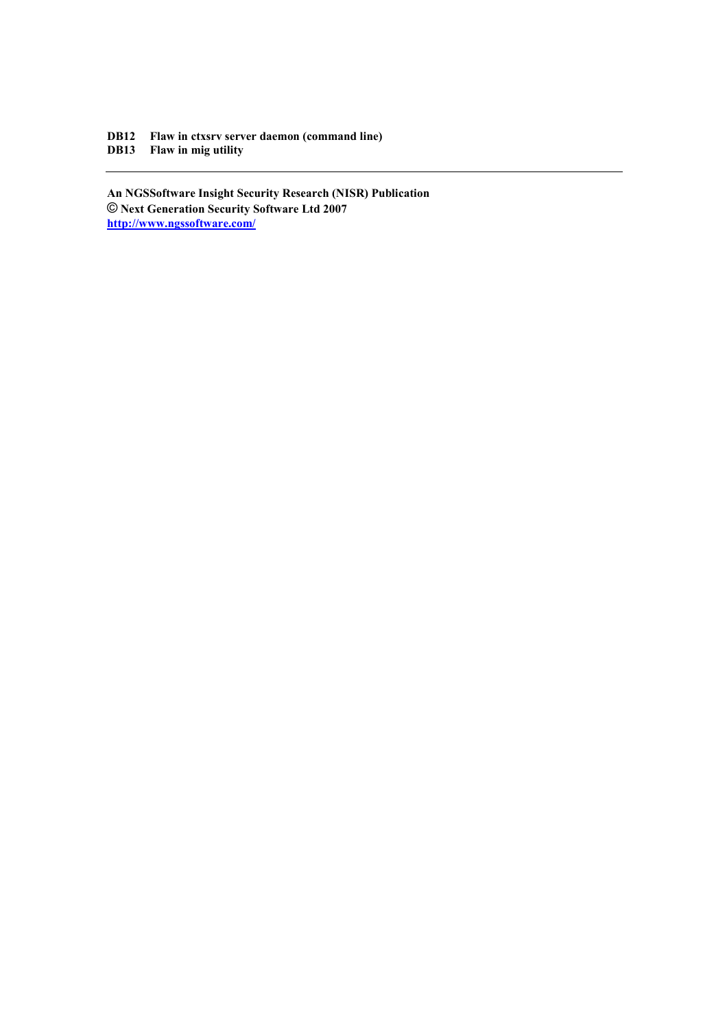**DB12 Flaw in ctxsrv server daemon (command line)**
**DB13 Flaw in mig utility**

---

**An NGSSoftware Insight Security Research (NISR) Publication**
**© Next Generation Security Software Ltd 2007**
**http://www.ngssoftware.com/**